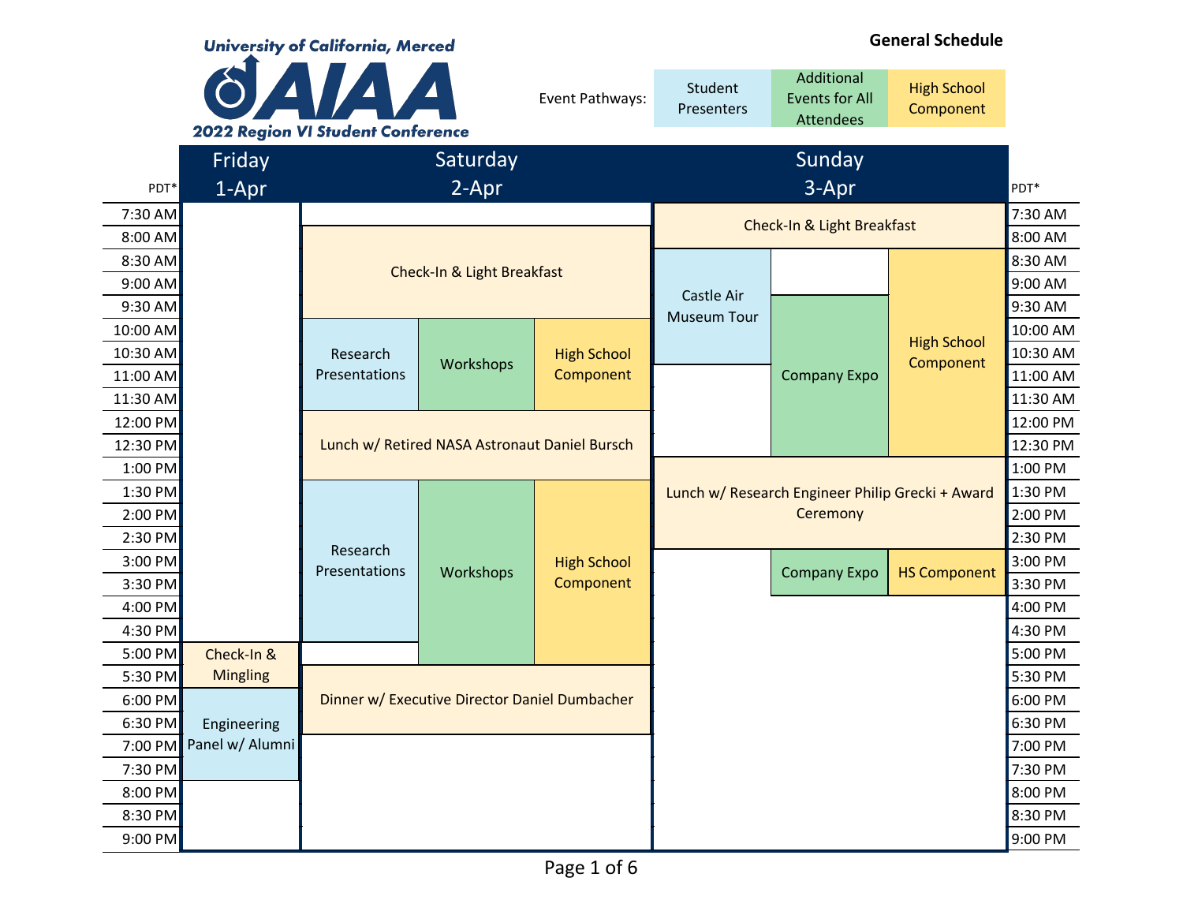University of California, Merced

AIAA

**2022 Region VI Student Conference**

**General Schedule**

Event Pathways: Student Presenters | Additional Events for All Attendees | High School Component

| PDT* | Friday 1-Apr | Saturday 2-Apr | | | Sunday 3-Apr | | | PDT* |
|---|---|---|---|---|---|---|---|---|
| 7:30 AM | | | | | Check-In & Light Breakfast | | | 7:30 AM |
| 8:00 AM | | Check-In & Light Breakfast | | | Check-In & Light Breakfast | | | 8:00 AM |
| 8:30 AM | | Check-In & Light Breakfast | | | Castle Air Museum Tour | | High School Component | 8:30 AM |
| 9:00 AM | | Check-In & Light Breakfast | | | Castle Air Museum Tour | | High School Component | 9:00 AM |
| 9:30 AM | | Check-In & Light Breakfast | | | Castle Air Museum Tour | Company Expo | High School Component | 9:30 AM |
| 10:00 AM | | Research Presentations | Workshops | High School Component | Castle Air Museum Tour | Company Expo | High School Component | 10:00 AM |
| 10:30 AM | | Research Presentations | Workshops | High School Component | Castle Air Museum Tour | Company Expo | High School Component | 10:30 AM |
| 11:00 AM | | Research Presentations | Workshops | High School Component | | Company Expo | High School Component | 11:00 AM |
| 11:30 AM | | Research Presentations | Workshops | High School Component | | Company Expo | High School Component | 11:30 AM |
| 12:00 PM | | Lunch w/ Retired NASA Astronaut Daniel Bursch | | | | Company Expo | High School Component | 12:00 PM |
| 12:30 PM | | Lunch w/ Retired NASA Astronaut Daniel Bursch | | | | Company Expo | High School Component | 12:30 PM |
| 1:00 PM | | Lunch w/ Retired NASA Astronaut Daniel Bursch | | | Lunch w/ Research Engineer Philip Grecki + Award Ceremony | | | 1:00 PM |
| 1:30 PM | | Research Presentations | Workshops | High School Component | Lunch w/ Research Engineer Philip Grecki + Award Ceremony | | | 1:30 PM |
| 2:00 PM | | Research Presentations | Workshops | High School Component | Lunch w/ Research Engineer Philip Grecki + Award Ceremony | | | 2:00 PM |
| 2:30 PM | | Research Presentations | Workshops | High School Component | Lunch w/ Research Engineer Philip Grecki + Award Ceremony | | | 2:30 PM |
| 3:00 PM | | Research Presentations | Workshops | High School Component | | Company Expo | HS Component | 3:00 PM |
| 3:30 PM | | Research Presentations | Workshops | High School Component | | Company Expo | HS Component | 3:30 PM |
| 4:00 PM | | Research Presentations | Workshops | High School Component | | | | 4:00 PM |
| 4:30 PM | | Research Presentations | Workshops | High School Component | | | | 4:30 PM |
| 5:00 PM | Check-In & Mingling | | Workshops | High School Component | | | | 5:00 PM |
| 5:30 PM | Check-In & Mingling | Dinner w/ Executive Director Daniel Dumbacher | | | | | | 5:30 PM |
| 6:00 PM | Engineering Panel w/ Alumni | Dinner w/ Executive Director Daniel Dumbacher | | | | | | 6:00 PM |
| 6:30 PM | Engineering Panel w/ Alumni | Dinner w/ Executive Director Daniel Dumbacher | | | | | | 6:30 PM |
| 7:00 PM | Engineering Panel w/ Alumni | | | | | | | 7:00 PM |
| 7:30 PM | Engineering Panel w/ Alumni | | | | | | | 7:30 PM |
| 8:00 PM | | | | | | | | 8:00 PM |
| 8:30 PM | | | | | | | | 8:30 PM |
| 9:00 PM | | | | | | | | 9:00 PM |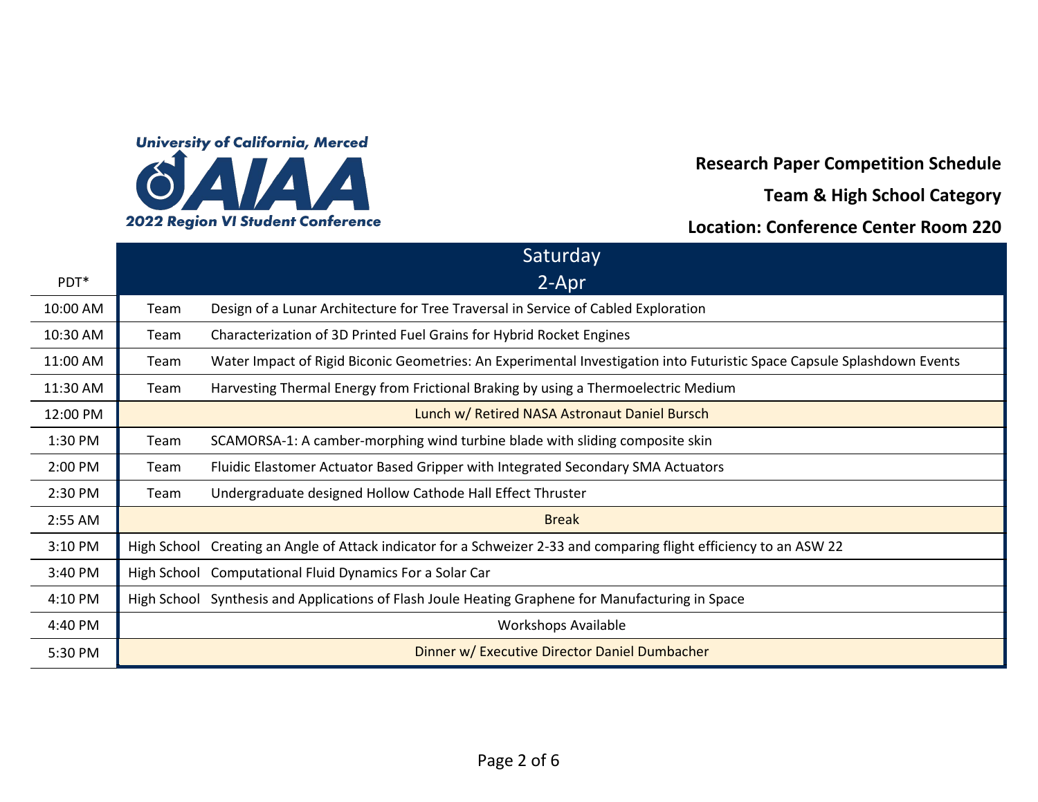University of California, Merced

AIAA

2022 Region VI Student Conference

**Research Paper Competition Schedule**

**Team & High School Category**

**Location: Conference Center Room 220**

| PDT* | Saturday 2-Apr | |
|---|---|---|
| 10:00 AM | Team | Design of a Lunar Architecture for Tree Traversal in Service of Cabled Exploration |
| 10:30 AM | Team | Characterization of 3D Printed Fuel Grains for Hybrid Rocket Engines |
| 11:00 AM | Team | Water Impact of Rigid Biconic Geometries: An Experimental Investigation into Futuristic Space Capsule Splashdown Events |
| 11:30 AM | Team | Harvesting Thermal Energy from Frictional Braking by using a Thermoelectric Medium |
| 12:00 PM | Lunch w/ Retired NASA Astronaut Daniel Bursch | |
| 1:30 PM | Team | SCAMORSA-1: A camber-morphing wind turbine blade with sliding composite skin |
| 2:00 PM | Team | Fluidic Elastomer Actuator Based Gripper with Integrated Secondary SMA Actuators |
| 2:30 PM | Team | Undergraduate designed Hollow Cathode Hall Effect Thruster |
| 2:55 AM | Break | |
| 3:10 PM | High School | Creating an Angle of Attack indicator for a Schweizer 2-33 and comparing flight efficiency to an ASW 22 |
| 3:40 PM | High School | Computational Fluid Dynamics For a Solar Car |
| 4:10 PM | High School | Synthesis and Applications of Flash Joule Heating Graphene for Manufacturing in Space |
| 4:40 PM | Workshops Available | |
| 5:30 PM | Dinner w/ Executive Director Daniel Dumbacher | |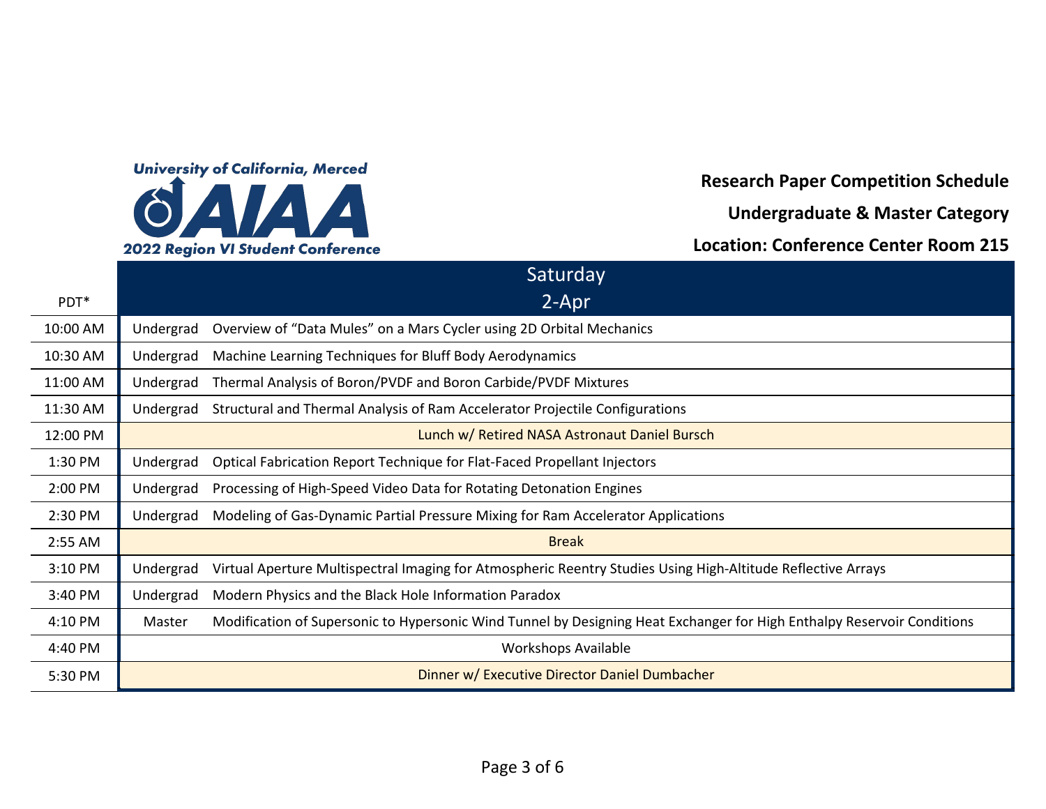University of California, Merced
AIAA
2022 Region VI Student Conference

**Research Paper Competition Schedule**

**Undergraduate & Master Category**

**Location: Conference Center Room 215**

| PDT* | Saturday 2-Apr | |
|---|---|---|
| 10:00 AM | Undergrad | Overview of “Data Mules” on a Mars Cycler using 2D Orbital Mechanics |
| 10:30 AM | Undergrad | Machine Learning Techniques for Bluff Body Aerodynamics |
| 11:00 AM | Undergrad | Thermal Analysis of Boron/PVDF and Boron Carbide/PVDF Mixtures |
| 11:30 AM | Undergrad | Structural and Thermal Analysis of Ram Accelerator Projectile Configurations |
| 12:00 PM | Lunch w/ Retired NASA Astronaut Daniel Bursch | |
| 1:30 PM | Undergrad | Optical Fabrication Report Technique for Flat-Faced Propellant Injectors |
| 2:00 PM | Undergrad | Processing of High-Speed Video Data for Rotating Detonation Engines |
| 2:30 PM | Undergrad | Modeling of Gas-Dynamic Partial Pressure Mixing for Ram Accelerator Applications |
| 2:55 AM | Break | |
| 3:10 PM | Undergrad | Virtual Aperture Multispectral Imaging for Atmospheric Reentry Studies Using High-Altitude Reflective Arrays |
| 3:40 PM | Undergrad | Modern Physics and the Black Hole Information Paradox |
| 4:10 PM | Master | Modification of Supersonic to Hypersonic Wind Tunnel by Designing Heat Exchanger for High Enthalpy Reservoir Conditions |
| 4:40 PM | Workshops Available | |
| 5:30 PM | Dinner w/ Executive Director Daniel Dumbacher | |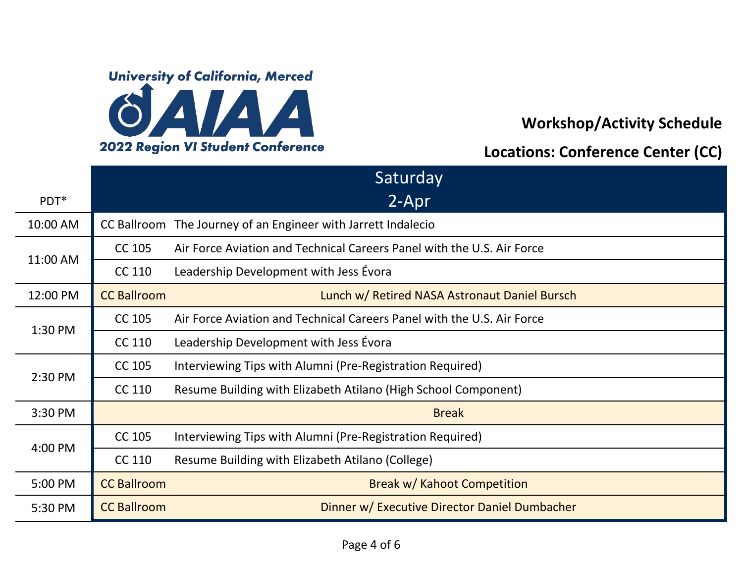University of California, Merced

AIAA

2022 Region VI Student Conference

**Workshop/Activity Schedule**

**Locations: Conference Center (CC)**

| PDT* | Saturday 2-Apr | |
|---|---|---|
| 10:00 AM | CC Ballroom | The Journey of an Engineer with Jarrett Indalecio |
| 11:00 AM | CC 105 | Air Force Aviation and Technical Careers Panel with the U.S. Air Force |
| | CC 110 | Leadership Development with Jess Évora |
| 12:00 PM | CC Ballroom | Lunch w/ Retired NASA Astronaut Daniel Bursch |
| 1:30 PM | CC 105 | Air Force Aviation and Technical Careers Panel with the U.S. Air Force |
| | CC 110 | Leadership Development with Jess Évora |
| 2:30 PM | CC 105 | Interviewing Tips with Alumni (Pre-Registration Required) |
| | CC 110 | Resume Building with Elizabeth Atilano (High School Component) |
| 3:30 PM | | Break |
| 4:00 PM | CC 105 | Interviewing Tips with Alumni (Pre-Registration Required) |
| | CC 110 | Resume Building with Elizabeth Atilano (College) |
| 5:00 PM | CC Ballroom | Break w/ Kahoot Competition |
| 5:30 PM | CC Ballroom | Dinner w/ Executive Director Daniel Dumbacher |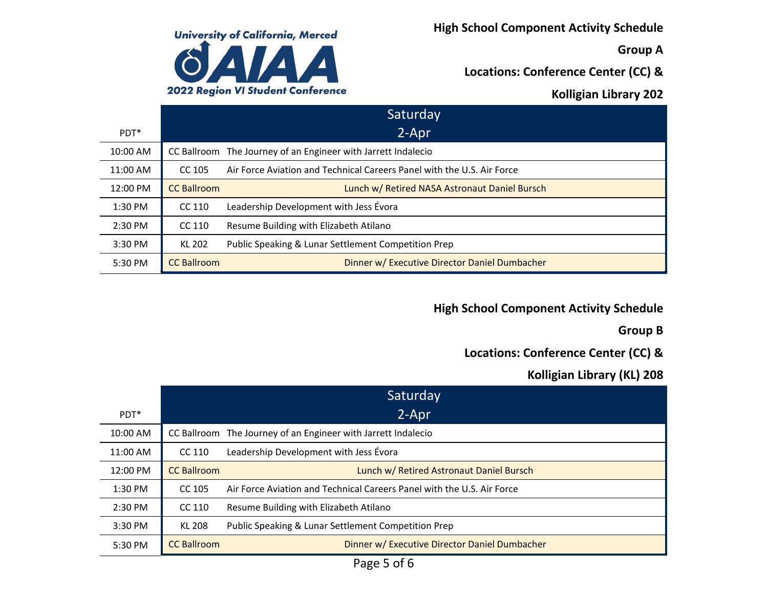University of California, Merced

AIAA

2022 Region VI Student Conference

**High School Component Activity Schedule**

**Group A**

**Locations: Conference Center (CC) &**

**Kolligian Library 202**

| PDT* | Saturday 2-Apr | |
|---|---|---|
| 10:00 AM | CC Ballroom | The Journey of an Engineer with Jarrett Indalecio |
| 11:00 AM | CC 105 | Air Force Aviation and Technical Careers Panel with the U.S. Air Force |
| 12:00 PM | CC Ballroom | Lunch w/ Retired NASA Astronaut Daniel Bursch |
| 1:30 PM | CC 110 | Leadership Development with Jess Évora |
| 2:30 PM | CC 110 | Resume Building with Elizabeth Atilano |
| 3:30 PM | KL 202 | Public Speaking & Lunar Settlement Competition Prep |
| 5:30 PM | CC Ballroom | Dinner w/ Executive Director Daniel Dumbacher |

**High School Component Activity Schedule**

**Group B**

**Locations: Conference Center (CC) &**

**Kolligian Library (KL) 208**

| PDT* | Saturday 2-Apr | |
|---|---|---|
| 10:00 AM | CC Ballroom | The Journey of an Engineer with Jarrett Indalecio |
| 11:00 AM | CC 110 | Leadership Development with Jess Évora |
| 12:00 PM | CC Ballroom | Lunch w/ Retired Astronaut Daniel Bursch |
| 1:30 PM | CC 105 | Air Force Aviation and Technical Careers Panel with the U.S. Air Force |
| 2:30 PM | CC 110 | Resume Building with Elizabeth Atilano |
| 3:30 PM | KL 208 | Public Speaking & Lunar Settlement Competition Prep |
| 5:30 PM | CC Ballroom | Dinner w/ Executive Director Daniel Dumbacher |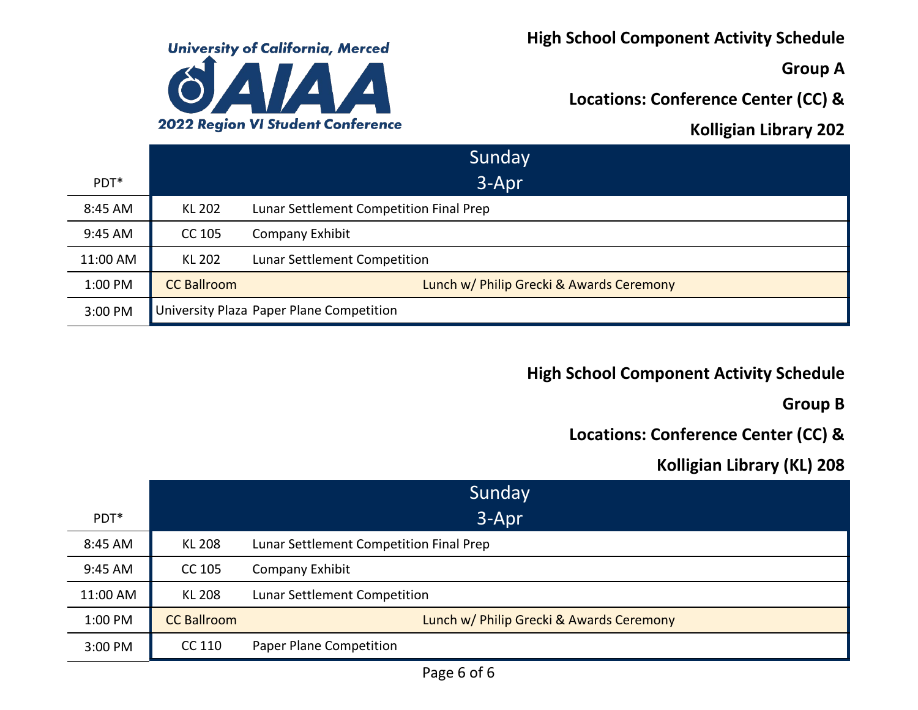University of California, Merced

AIAA

2022 Region VI Student Conference

## High School Component Activity Schedule

**Group A**

**Locations: Conference Center (CC) &**

**Kolligian Library 202**

| PDT* | Sunday 3-Apr | |
|---|---|---|
| 8:45 AM | KL 202 | Lunar Settlement Competition Final Prep |
| 9:45 AM | CC 105 | Company Exhibit |
| 11:00 AM | KL 202 | Lunar Settlement Competition |
| 1:00 PM | CC Ballroom | Lunch w/ Philip Grecki & Awards Ceremony |
| 3:00 PM | University Plaza | Paper Plane Competition |

## High School Component Activity Schedule

**Group B**

**Locations: Conference Center (CC) &**

**Kolligian Library (KL) 208**

| PDT* | Sunday 3-Apr | |
|---|---|---|
| 8:45 AM | KL 208 | Lunar Settlement Competition Final Prep |
| 9:45 AM | CC 105 | Company Exhibit |
| 11:00 AM | KL 208 | Lunar Settlement Competition |
| 1:00 PM | CC Ballroom | Lunch w/ Philip Grecki & Awards Ceremony |
| 3:00 PM | CC 110 | Paper Plane Competition |